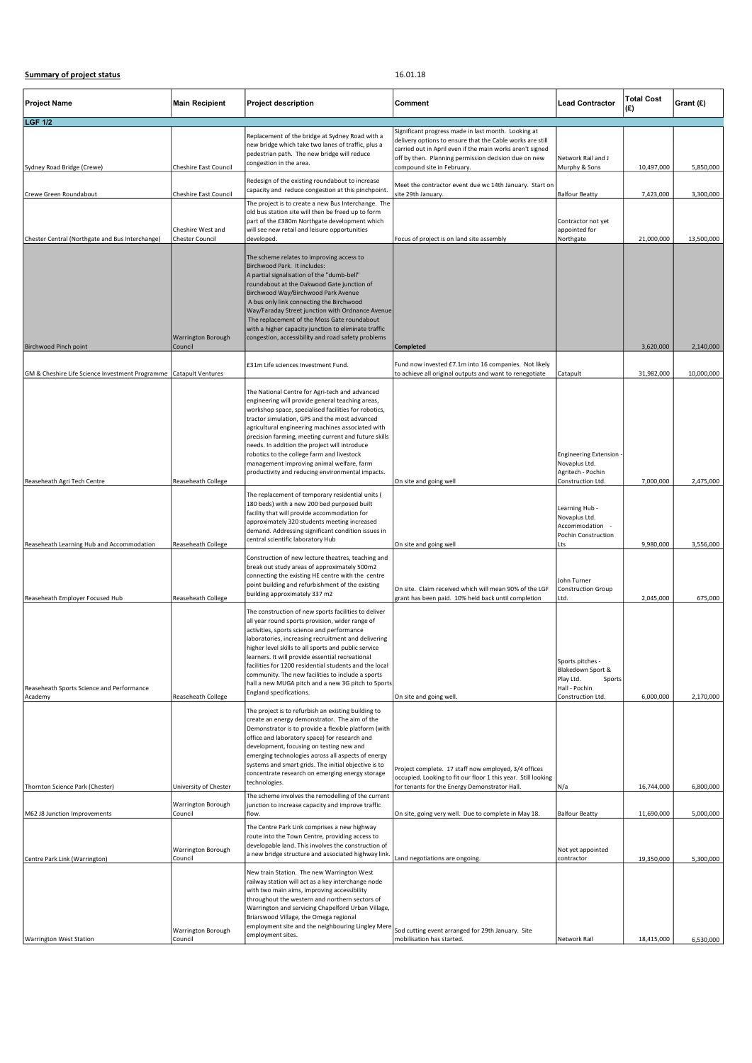**Summary of project status** 16.01.18

| Project Name | Main Recipient | Project description | Comment | Lead Contractor | Total Cost (£) | Grant (£) |
|---|---|---|---|---|---|---|
| **LGF 1/2** | | | | | | |
| Sydney Road Bridge (Crewe) | Cheshire East Council | Replacement of the bridge at Sydney Road with a new bridge which take two lanes of traffic, plus a pedestrian path. The new bridge will reduce congestion in the area. | Significant progress made in last month. Looking at delivery options to ensure that the Cable works are still carried out in April even if the main works aren't signed off by then. Planning permission decision due on new compound site in February. | Network Rail and J Murphy & Sons | 10,497,000 | 5,850,000 |
| Crewe Green Roundabout | Cheshire East Council | Redesign of the existing roundabout to increase capacity and reduce congestion at this pinchpoint. | Meet the contractor event due wc 14th January. Start on site 29th January. | Balfour Beatty | 7,423,000 | 3,300,000 |
| Chester Central (Northgate and Bus Interchange) | Cheshire West and Chester Council | The project is to create a new Bus Interchange. The old bus station site will then be freed up to form part of the £380m Northgate development which will see new retail and leisure opportunities developed. | Focus of project is on land site assembly | Contractor not yet appointed for Northgate | 21,000,000 | 13,500,000 |
| Birchwood Pinch point | Warrington Borough Council | The scheme relates to improving access to Birchwood Park. It includes:<br>A partial signalisation of the "dumb-bell" roundabout at the Oakwood Gate junction of Birchwood Way/Birchwood Park Avenue<br>A bus only link connecting the Birchwood Way/Faraday Street junction with Ordnance Avenue<br>The replacement of the Moss Gate roundabout with a higher capacity junction to eliminate traffic congestion, accessibility and road safety problems | **Completed** | | 3,620,000 | 2,140,000 |
| GM & Cheshire Life Science Investment Programme | Catapult Ventures | £31m Life sciences Investment Fund. | Fund now invested £7.1m into 16 companies. Not likely to achieve all original outputs and want to renegotiate | Catapult | 31,982,000 | 10,000,000 |
| Reaseheath Agri Tech Centre | Reaseheath College | The National Centre for Agri-tech and advanced engineering will provide general teaching areas, workshop space, specialised facilities for robotics, tractor simulation, GPS and the most advanced agricultural engineering machines associated with precision farming, meeting current and future skills needs. In addition the project will introduce robotics to the college farm and livestock management improving animal welfare, farm productivity and reducing environmental impacts. | On site and going well | Engineering Extension - Novaplus Ltd. Agritech - Pochin Construction Ltd. | 7,000,000 | 2,475,000 |
| Reaseheath Learning Hub and Accommodation | Reaseheath College | The replacement of temporary residential units ( 180 beds) with a new 200 bed purposed built facility that will provide accommodation for approximately 320 students meeting increased demand. Addressing significant condition issues in central scientific laboratory Hub | On site and going well | Learning Hub - Novaplus Ltd. Accommodation - Pochin Construction Lts | 9,980,000 | 3,556,000 |
| Reaseheath Employer Focused Hub | Reaseheath College | Construction of new lecture theatres, teaching and break out study areas of approximately 500m2 connecting the existing HE centre with the centre point building and refurbishment of the existing building approximately 337 m2 | On site. Claim received which will mean 90% of the LGF grant has been paid. 10% held back until completion | John Turner Construction Group Ltd. | 2,045,000 | 675,000 |
| Reaseheath Sports Science and Performance Academy | Reaseheath College | The construction of new sports facilities to deliver all year round sports provision, wider range of activities, sports science and performance laboratories, increasing recruitment and delivering higher level skills to all sports and public service learners. It will provide essential recreational facilities for 1200 residential students and the local community. The new facilities to include a sports hall a new MUGA pitch and a new 3G pitch to Sports England specifications. | On site and going well. | Sports pitches - Blakedown Sport & Play Ltd. Sports Hall - Pochin Construction Ltd. | 6,000,000 | 2,170,000 |
| Thornton Science Park (Chester) | University of Chester | The project is to refurbish an existing building to create an energy demonstrator. The aim of the Demonstrator is to provide a flexible platform (with office and laboratory space) for research and development, focusing on testing new and emerging technologies across all aspects of energy systems and smart grids. The initial objective is to concentrate research on emerging energy storage technologies. | Project complete. 17 staff now employed, 3/4 offices occupied. Looking to fit our floor 1 this year. Still looking for tenants for the Energy Demonstrator Hall. | N/a | 16,744,000 | 6,800,000 |
| M62 J8 Junction Improvements | Warrington Borough Council | The scheme involves the remodelling of the current junction to increase capacity and improve traffic flow. | On site, going very well. Due to complete in May 18. | Balfour Beatty | 11,690,000 | 5,000,000 |
| Centre Park Link (Warrington) | Warrington Borough Council | The Centre Park Link comprises a new highway route into the Town Centre, providing access to developable land. This involves the construction of a new bridge structure and associated highway link. | Land negotiations are ongoing. | Not yet appointed contractor | 19,350,000 | 5,300,000 |
| Warrington West Station | Warrington Borough Council | New train Station. The new Warrington West railway station will act as a key interchange node with two main aims, improving accessibility throughout the western and northern sectors of Warrington and servicing Chapelford Urban Village, Briarswood Village, the Omega regional employment site and the neighbouring Lingley Mere employment sites. | Sod cutting event arranged for 29th January. Site mobilisation has started. | Network Rail | 18,415,000 | 6,530,000 |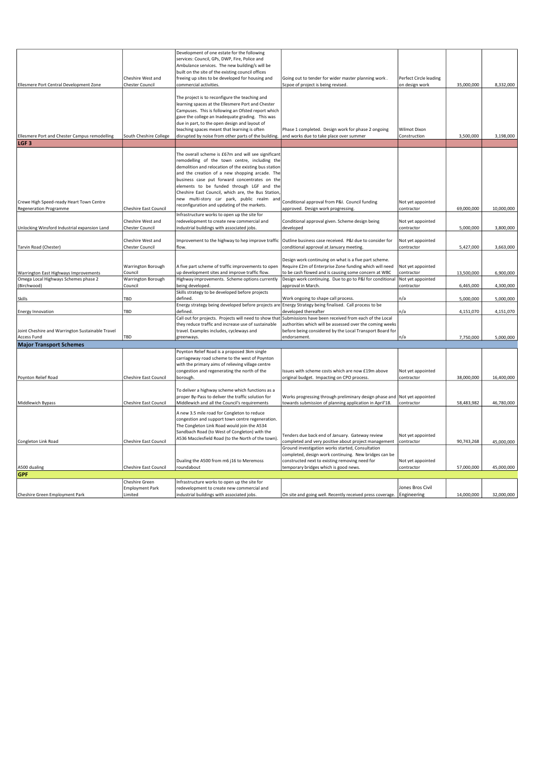| | | | | | | |
|---|---|---|---|---|---|---|
| Ellesmere Port Central Development Zone | Cheshire West and Chester Council | Development of one estate for the following services: Council, GPs, DWP, Fire, Police and Ambulance services. The new building/s will be built on the site of the existing council offices freeing up sites to be developed for housing and commercial activities. | Going out to tender for wider master planning work . Scpoe of project is being revised. | Perfect Circle leading on design work | 35,000,000 | 8,332,000 |
| Ellesmere Port and Chester Campus remodelling | South Cheshire College | The project is to reconfigure the teaching and learning spaces at the Ellesmere Port and Chester Campuses. This is following an Ofsted report which gave the college an Inadequate grading. This was due in part, to the open design and layout of teaching spaces meant that learning is often disrupted by noise from other parts of the building. | Phase 1 completed. Design work for phase 2 ongoing and works due to take place over summer | Wilmot Dixon Construction | 3,500,000 | 3,198,000 |
| **LGF 3** | | | | | | |
| Crewe High Speed-ready Heart Town Centre Regeneration Programme | Cheshire East Council | The overall scheme is £67m and will see significant remodelling of the town centre, including the demolition and relocation of the existing bus station and the creation of a new shopping arcade. The business case put forward concentrates on the elements to be funded through LGF and the Cheshire East Council, which are, the Bus Station, new multi-story car park, public realm and reconfiguration and updating of the markets. | Conditional approval from P&I. Council funding approved. Design work progressing. | Not yet appointed contractor | 69,000,000 | 10,000,000 |
| Unlocking Winsford Industrial expansion Land | Cheshire West and Chester Council | Infrastructure works to open up the site for redevelopment to create new commercial and industrial buildings with associated jobs. | Conditional approval given. Scheme design being developed | Not yet appointed contractor | 5,000,000 | 3,800,000 |
| Tarvin Road (Chester) | Cheshire West and Chester Council | Improvement to the highway to hep improve traffic flow. | Outline business case received. P&I due to consider for conditional approval at January meeting. | Not yet appointed contractor | 5,427,000 | 3,663,000 |
| Warrington East Highways Improvements | Warrington Borough Council | A five part scheme of traffic improvements to open up development sites and improve traffic flow. | Design work continuing on what is a five part scheme. Require £2m of Enterprise Zone funding which will need to be cash flowed and is causing some concern at WBC | Not yet appointed contractor | 13,500,000 | 6,900,000 |
| Omega Local Highways Schemes phase 2 (Birchwood) | Warrington Borough Council | Highway improvements. Scheme options currently being developed. | Design work continuing. Due to go to P&I for conditional approval in March. | Not yet appointed contractor | 6,465,000 | 4,300,000 |
| Skills | TBD | Skills strategy to be developed before projects defined. | Work ongoing to shape call process. | n/a | 5,000,000 | 5,000,000 |
| Energy Innovation | TBD | Energy strategy being developed before projects are defined. | Energy Strategy being finalised. Call process to be developed thereafter | n/a | 4,151,070 | 4,151,070 |
| Joint Cheshire and Warrington Sustainable Travel Access Fund | TBD | Call out for projects. Projects will need to show that they reduce traffic and increase use of sustainable travel. Examples includes, cycleways and greenways. | Submissions have been received from each of the Local authorities which will be assessed over the coming weeks before being considered by the Local Transport Board for endorsement. | n/a | 7,750,000 | 5,000,000 |
| **Major Transport Schemes** | | | | | | |
| Poynton Relief Road | Cheshire East Council | Poynton Relief Road is a proposed 3km single carriageway road scheme to the west of Poynton with the primary aims of relieving village centre congestion and regenerating the north of the borough. | Issues with scheme costs which are now £19m above original budget. Impacting on CPO process. | Not yet appointed contractor | 38,000,000 | 16,400,000 |
| Middlewich Bypass | Cheshire East Council | To deliver a highway scheme which functions as a proper By-Pass to deliver the traffic solution for Middlewich and all the Council's requirements | Works progressing through preliminary design phase and towards submission of planning application in April'18. | Not yet appointed contractor | 58,483,982 | 46,780,000 |
| Congleton Link Road | Cheshire East Council | A new 3.5 mile road for Congleton to reduce congestion and support town centre regeneration. The Congleton Link Road would join the A534 Sandbach Road (to West of Congleton) with the A536 Macclesfield Road (to the North of the town). | Tenders due back end of January. Gateway review completed and very positive about project management | Not yet appointed contractor | 90,743,268 | 45,000,000 |
| A500 dualing | Cheshire East Council | Dualing the A500 from m6 j16 to Meremoss roundabout | Ground investigation works started, Consultation completed, design work continuing. New bridges can be constructed next to existing removing need for temporary bridges which is good news. | Not yet appointed contractor | 57,000,000 | 45,000,000 |
| **GPF** | | | | | | |
| Cheshire Green Employment Park | Cheshire Green Employment Park Limited | Infrastructure works to open up the site for redevelopment to create new commercial and industrial buildings with associated jobs. | On site and going well. Recently received press coverage. | Jones Bros Civil Engineering | 14,000,000 | 32,000,000 |